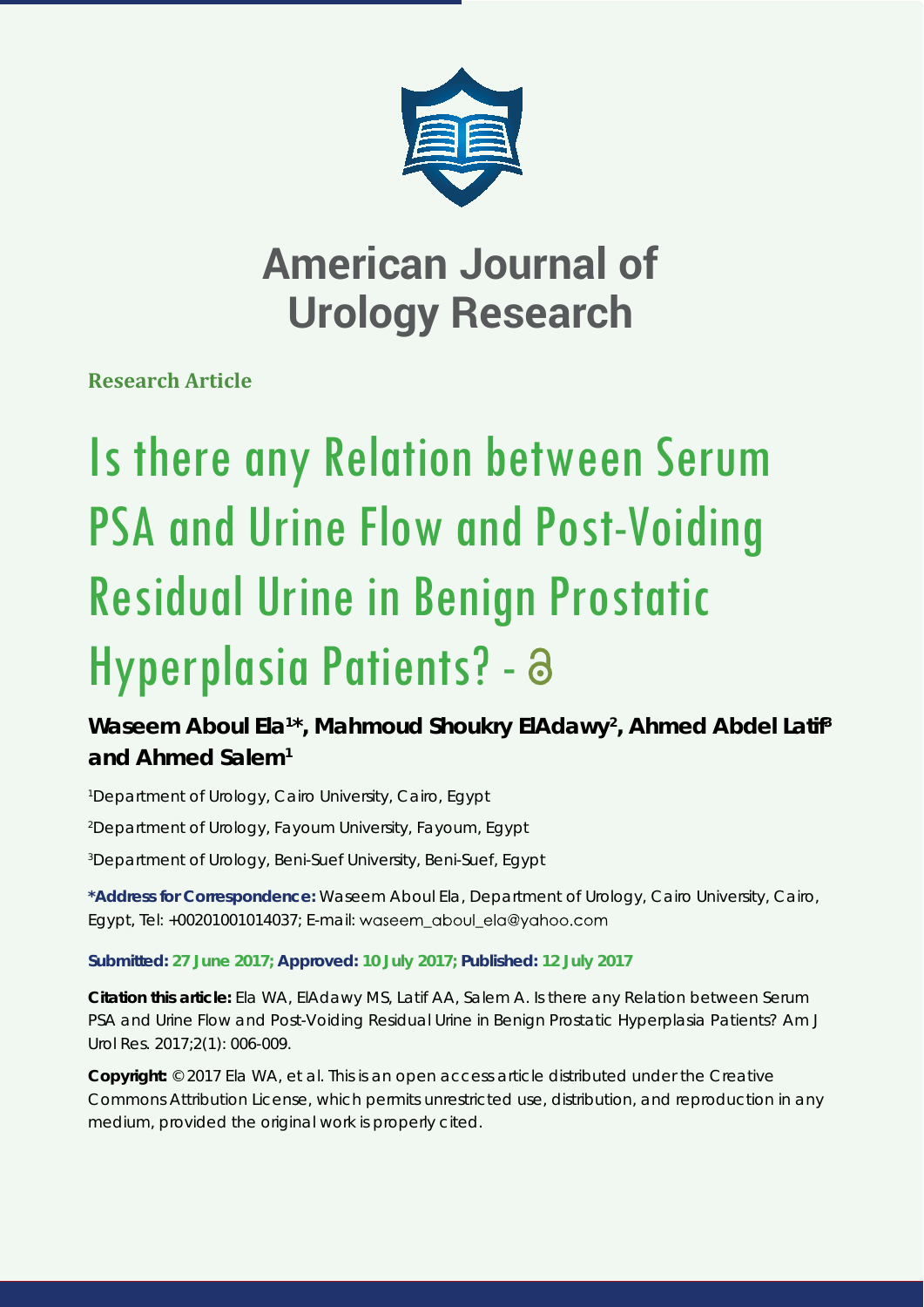# American Journal of Urology Research

**Research Article**

# Is there any Relation between Serum PSA and Urine Flow and Post-Voiding Residual Urine in Benign Prostatic Hyperplasia Patients? -

**Waseem Aboul Ela[1]*, Mahmoud Shoukry ElAdawy[2], Ahmed Abdel Latif[3] and Ahmed Salem[1]**

[1]Department of Urology, Cairo University, Cairo, Egypt

[2]Department of Urology, Fayoum University, Fayoum, Egypt

[3]Department of Urology, Beni-Suef University, Beni-Suef, Egypt

**\*Address for Correspondence:** Waseem Aboul Ela, Department of Urology, Cairo University, Cairo, Egypt, Tel: +00201001014037; E-mail: waseem_aboul_ela@yahoo.com

**Submitted: 27 June 2017; Approved: 10 July 2017; Published: 12 July 2017**

**Citation this article:** Ela WA, ElAdawy MS, Latif AA, Salem A. Is there any Relation between Serum PSA and Urine Flow and Post-Voiding Residual Urine in Benign Prostatic Hyperplasia Patients? Am J Urol Res. 2017;2(1): 006-009.

**Copyright:** © 2017 Ela WA, et al. This is an open access article distributed under the Creative Commons Attribution License, which permits unrestricted use, distribution, and reproduction in any medium, provided the original work is properly cited.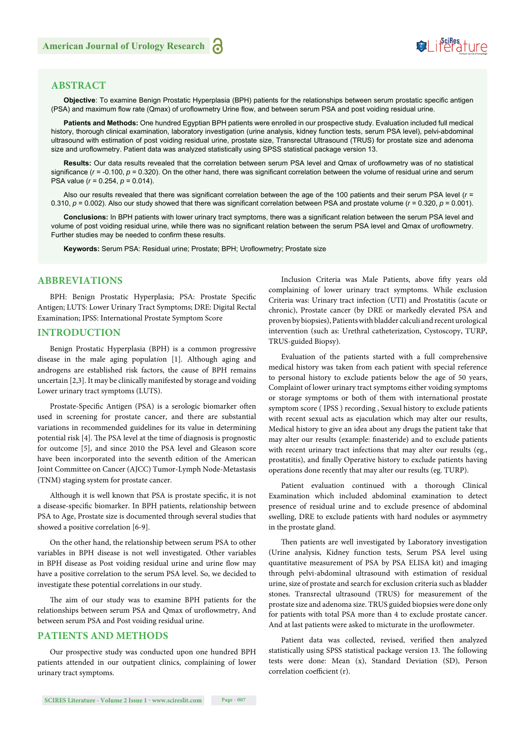## ABSTRACT

**Objective**: To examine Benign Prostatic Hyperplasia (BPH) patients for the relationships between serum prostatic specific antigen (PSA) and maximum flow rate (Qmax) of uroflowmetry Urine flow, and between serum PSA and post voiding residual urine.

**Patients and Methods:** One hundred Egyptian BPH patients were enrolled in our prospective study. Evaluation included full medical history, thorough clinical examination, laboratory investigation (urine analysis, kidney function tests, serum PSA level), pelvi-abdominal ultrasound with estimation of post voiding residual urine, prostate size, Transrectal Ultrasound (TRUS) for prostate size and adenoma size and uroflowmetry. Patient data was analyzed statistically using SPSS statistical package version 13.

**Results:** Our data results revealed that the correlation between serum PSA level and Qmax of uroflowmetry was of no statistical significance ($r$ = -0.100, $p$ = 0.320). On the other hand, there was significant correlation between the volume of residual urine and serum PSA value ($r$ = 0.254, $p$ = 0.014).

Also our results revealed that there was significant correlation between the age of the 100 patients and their serum PSA level ($r$ = 0.310, $p$ = 0.002). Also our study showed that there was significant correlation between PSA and prostate volume ($r$ = 0.320, $p$ = 0.001).

**Conclusions:** In BPH patients with lower urinary tract symptoms, there was a significant relation between the serum PSA level and volume of post voiding residual urine, while there was no significant relation between the serum PSA level and Qmax of uroflowmetry. Further studies may be needed to confirm these results.

**Keywords:** Serum PSA: Residual urine; Prostate; BPH; Uroflowmetry; Prostate size

## ABBREVIATIONS

BPH: Benign Prostatic Hyperplasia; PSA: Prostate Specific Antigen; LUTS: Lower Urinary Tract Symptoms; DRE: Digital Rectal Examination; IPSS: International Prostate Symptom Score

## INTRODUCTION

Benign Prostatic Hyperplasia (BPH) is a common progressive disease in the male aging population [1]. Although aging and androgens are established risk factors, the cause of BPH remains uncertain [2,3]. It may be clinically manifested by storage and voiding Lower urinary tract symptoms (LUTS).

Prostate-Specific Antigen (PSA) is a serologic biomarker often used in screening for prostate cancer, and there are substantial variations in recommended guidelines for its value in determining potential risk [4]. The PSA level at the time of diagnosis is prognostic for outcome [5], and since 2010 the PSA level and Gleason score have been incorporated into the seventh edition of the American Joint Committee on Cancer (AJCC) Tumor-Lymph Node-Metastasis (TNM) staging system for prostate cancer.

Although it is well known that PSA is prostate specific, it is not a disease-specific biomarker. In BPH patients, relationship between PSA to Age, Prostate size is documented through several studies that showed a positive correlation [6-9].

On the other hand, the relationship between serum PSA to other variables in BPH disease is not well investigated. Other variables in BPH disease as Post voiding residual urine and urine flow may have a positive correlation to the serum PSA level. So, we decided to investigate these potential correlations in our study.

The aim of our study was to examine BPH patients for the relationships between serum PSA and Qmax of uroflowmetry, And between serum PSA and Post voiding residual urine.

## PATIENTS AND METHODS

Our prospective study was conducted upon one hundred BPH patients attended in our outpatient clinics, complaining of lower urinary tract symptoms.

Inclusion Criteria was Male Patients, above fifty years old complaining of lower urinary tract symptoms. While exclusion Criteria was: Urinary tract infection (UTI) and Prostatitis (acute or chronic), Prostate cancer (by DRE or markedly elevated PSA and proven by biopsies), Patients with bladder calculi and recent urological intervention (such as: Urethral catheterization, Cystoscopy, TURP, TRUS-guided Biopsy).

Evaluation of the patients started with a full comprehensive medical history was taken from each patient with special reference to personal history to exclude patients below the age of 50 years, Complaint of lower urinary tract symptoms either voiding symptoms or storage symptoms or both of them with international prostate symptom score ( IPSS ) recording , Sexual history to exclude patients with recent sexual acts as ejaculation which may alter our results, Medical history to give an idea about any drugs the patient take that may alter our results (example: finasteride) and to exclude patients with recent urinary tract infections that may alter our results (eg., prostatitis), and finally Operative history to exclude patients having operations done recently that may alter our results (eg. TURP).

Patient evaluation continued with a thorough Clinical Examination which included abdominal examination to detect presence of residual urine and to exclude presence of abdominal swelling, DRE to exclude patients with hard nodules or asymmetry in the prostate gland.

Then patients are well investigated by Laboratory investigation (Urine analysis, Kidney function tests, Serum PSA level using quantitative measurement of PSA by PSA ELISA kit) and imaging through pelvi-abdominal ultrasound with estimation of residual urine, size of prostate and search for exclusion criteria such as bladder stones. Transrectal ultrasound (TRUS) for measurement of the prostate size and adenoma size. TRUS guided biopsies were done only for patients with total PSA more than 4 to exclude prostate cancer. And at last patients were asked to micturate in the uroflowmeter.

Patient data was collected, revised, verified then analyzed statistically using SPSS statistical package version 13. The following tests were done: Mean (x), Standard Deviation (SD), Person correlation coefficient (r).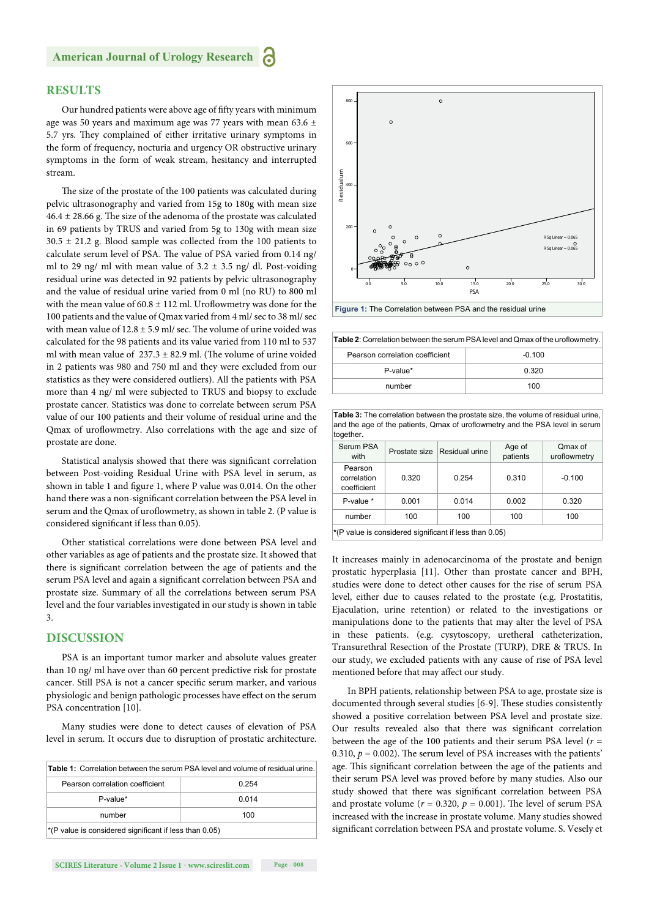## RESULTS

Our hundred patients were above age of fifty years with minimum age was 50 years and maximum age was 77 years with mean 63.6 ± 5.7 yrs. They complained of either irritative urinary symptoms in the form of frequency, nocturia and urgency OR obstructive urinary symptoms in the form of weak stream, hesitancy and interrupted stream.

The size of the prostate of the 100 patients was calculated during pelvic ultrasonography and varied from 15g to 180g with mean size 46.4 ± 28.66 g. The size of the adenoma of the prostate was calculated in 69 patients by TRUS and varied from 5g to 130g with mean size 30.5 ± 21.2 g. Blood sample was collected from the 100 patients to calculate serum level of PSA. The value of PSA varied from 0.14 ng/ml to 29 ng/ ml with mean value of 3.2 ± 3.5 ng/ dl. Post-voiding residual urine was detected in 92 patients by pelvic ultrasonography and the value of residual urine varied from 0 ml (no RU) to 800 ml with the mean value of 60.8 ± 112 ml. Uroflowmetry was done for the 100 patients and the value of Qmax varied from 4 ml/ sec to 38 ml/ sec with mean value of 12.8 ± 5.9 ml/ sec. The volume of urine voided was calculated for the 98 patients and its value varied from 110 ml to 537 ml with mean value of 237.3 ± 82.9 ml. (The volume of urine voided in 2 patients was 980 and 750 ml and they were excluded from our statistics as they were considered outliers). All the patients with PSA more than 4 ng/ ml were subjected to TRUS and biopsy to exclude prostate cancer. Statistics was done to correlate between serum PSA value of our 100 patients and their volume of residual urine and the Qmax of uroflowmetry. Also correlations with the age and size of prostate are done.

Statistical analysis showed that there was significant correlation between Post-voiding Residual Urine with PSA level in serum, as shown in table 1 and figure 1, where P value was 0.014. On the other hand there was a non-significant correlation between the PSA level in serum and the Qmax of uroflowmetry, as shown in table 2. (P value is considered significant if less than 0.05).

Other statistical correlations were done between PSA level and other variables as age of patients and the prostate size. It showed that there is significant correlation between the age of patients and the serum PSA level and again a significant correlation between PSA and prostate size. Summary of all the correlations between serum PSA level and the four variables investigated in our study is shown in table 3.

## DISCUSSION

PSA is an important tumor marker and absolute values greater than 10 ng/ ml have over than 60 percent predictive risk for prostate cancer. Still PSA is not a cancer specific serum marker, and various physiologic and benign pathologic processes have effect on the serum PSA concentration [10].

Many studies were done to detect causes of elevation of PSA level in serum. It occurs due to disruption of prostatic architecture. It increases mainly in adenocarcinoma of the prostate and benign prostatic hyperplasia [11]. Other than prostate cancer and BPH, studies were done to detect other causes for the rise of serum PSA level, either due to causes related to the prostate (e.g. Prostatitis, Ejaculation, urine retention) or related to the investigations or manipulations done to the patients that may alter the level of PSA in these patients. (e.g. cysytoscopy, uretheral catheterization, Transurethral Resection of the Prostate (TURP), DRE & TRUS. In our study, we excluded patients with any cause of rise of PSA level mentioned before that may affect our study.

**Table 1:** Correlation between the serum PSA level and volume of residual urine.

| | |
|---|---|
| Pearson correlation coefficient | 0.254 |
| P-value* | 0.014 |
| number | 100 |

*(P value is considered significant if less than 0.05)

Figure 1: The Correlation between PSA and the residual urine

**Table 2**: Correlation between the serum PSA level and Qmax of the uroflowmetry.

| | |
|---|---|
| Pearson correlation coefficient | -0.100 |
| P-value* | 0.320 |
| number | 100 |

**Table 3:** The correlation between the prostate size, the volume of residual urine, and the age of the patients, Qmax of uroflowmetry and the PSA level in serum together.

| Serum PSA with | Prostate size | Residual urine | Age of patients | Qmax of uroflowmetry |
|---|---|---|---|---|
| Pearson correlation coefficient | 0.320 | 0.254 | 0.310 | -0.100 |
| P-value * | 0.001 | 0.014 | 0.002 | 0.320 |
| number | 100 | 100 | 100 | 100 |

*(P value is considered significant if less than 0.05)

In BPH patients, relationship between PSA to age, prostate size is documented through several studies [6-9]. These studies consistently showed a positive correlation between PSA level and prostate size. Our results revealed also that there was significant correlation between the age of the 100 patients and their serum PSA level ($r$ = 0.310, $p$ = 0.002). The serum level of PSA increases with the patients' age. This significant correlation between the age of the patients and their serum PSA level was proved before by many studies. Also our study showed that there was significant correlation between PSA and prostate volume ($r$ = 0.320, $p$ = 0.001). The level of serum PSA increased with the increase in prostate volume. Many studies showed significant correlation between PSA and prostate volume. S. Vesely et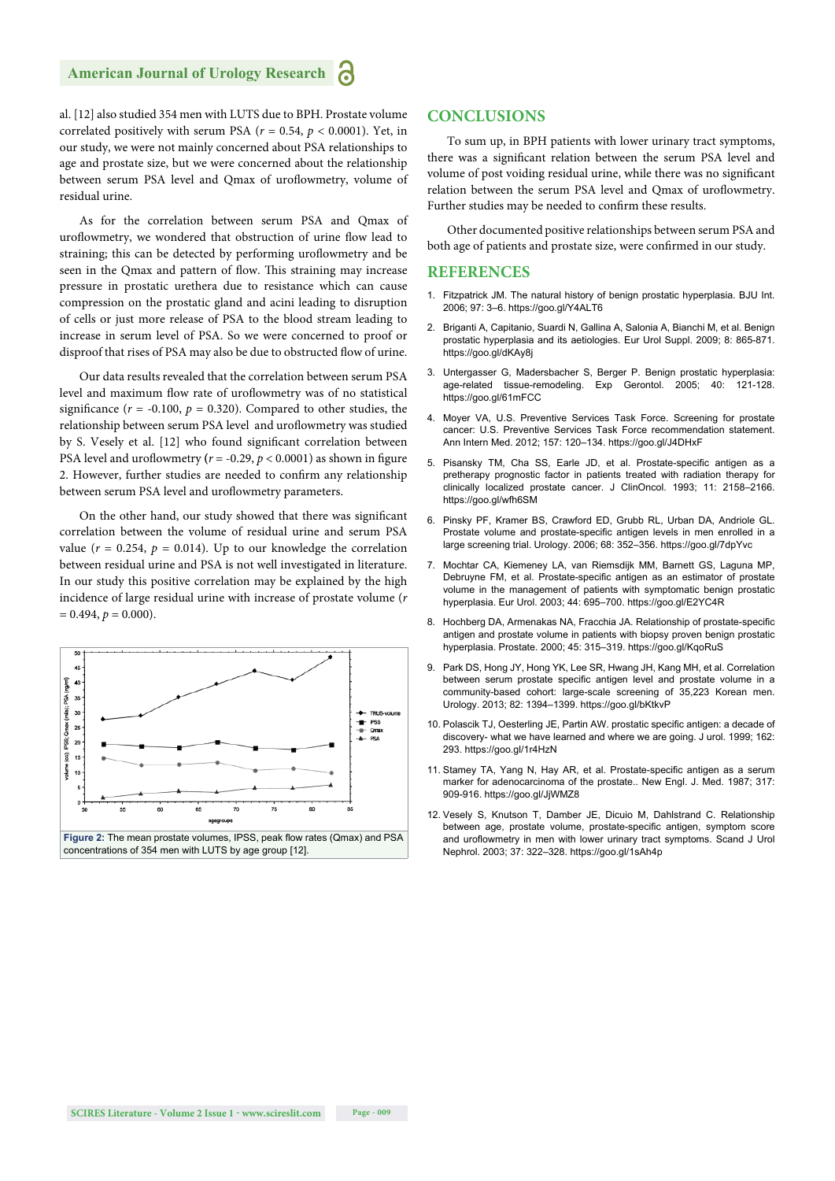al. [12] also studied 354 men with LUTS due to BPH. Prostate volume correlated positively with serum PSA ($r = 0.54$, $p < 0.0001$). Yet, in our study, we were not mainly concerned about PSA relationships to age and prostate size, but we were concerned about the relationship between serum PSA level and Qmax of uroflowmetry, volume of residual urine.

As for the correlation between serum PSA and Qmax of uroflowmetry, we wondered that obstruction of urine flow lead to straining; this can be detected by performing uroflowmetry and be seen in the Qmax and pattern of flow. This straining may increase pressure in prostatic urethera due to resistance which can cause compression on the prostatic gland and acini leading to disruption of cells or just more release of PSA to the blood stream leading to increase in serum level of PSA. So we were concerned to proof or disproof that rises of PSA may also be due to obstructed flow of urine.

Our data results revealed that the correlation between serum PSA level and maximum flow rate of uroflowmetry was of no statistical significance ($r = -0.100$, $p = 0.320$). Compared to other studies, the relationship between serum PSA level and uroflowmetry was studied by S. Vesely et al. [12] who found significant correlation between PSA level and uroflowmetry ($r = -0.29$, $p < 0.0001$) as shown in figure 2. However, further studies are needed to confirm any relationship between serum PSA level and uroflowmetry parameters.

On the other hand, our study showed that there was significant correlation between the volume of residual urine and serum PSA value ($r = 0.254$, $p = 0.014$). Up to our knowledge the correlation between residual urine and PSA is not well investigated in literature. In our study this positive correlation may be explained by the high incidence of large residual urine with increase of prostate volume ($r = 0.494$, $p = 0.000$).

volume (cc); IPSS; Qmax (ml/s); PSA (ng/ml)
50
45
40
35
30
25
20
15
10
5
0
50 55 60 65 70 75 80 85
agegroups
TRUS-volume
IPSS
Qmax
PSA

**Figure 2:** The mean prostate volumes, IPSS, peak flow rates (Qmax) and PSA concentrations of 354 men with LUTS by age group [12].

## CONCLUSIONS

To sum up, in BPH patients with lower urinary tract symptoms, there was a significant relation between the serum PSA level and volume of post voiding residual urine, while there was no significant relation between the serum PSA level and Qmax of uroflowmetry. Further studies may be needed to confirm these results.

Other documented positive relationships between serum PSA and both age of patients and prostate size, were confirmed in our study.

## REFERENCES

1. Fitzpatrick JM. The natural history of benign prostatic hyperplasia. BJU Int. 2006; 97: 3–6. https://goo.gl/Y4ALT6
2. Briganti A, Capitanio, Suardi N, Gallina A, Salonia A, Bianchi M, et al. Benign prostatic hyperplasia and its aetiologies. Eur Urol Suppl. 2009; 8: 865-871. https://goo.gl/dKAy8j
3. Untergasser G, Madersbacher S, Berger P. Benign prostatic hyperplasia: age-related tissue-remodeling. Exp Gerontol. 2005; 40: 121-128. https://goo.gl/61mFCC
4. Moyer VA, U.S. Preventive Services Task Force. Screening for prostate cancer: U.S. Preventive Services Task Force recommendation statement. Ann Intern Med. 2012; 157: 120–134. https://goo.gl/J4DHxF
5. Pisansky TM, Cha SS, Earle JD, et al. Prostate-specific antigen as a pretherapy prognostic factor in patients treated with radiation therapy for clinically localized prostate cancer. J ClinOncol. 1993; 11: 2158–2166. https://goo.gl/wfh6SM
6. Pinsky PF, Kramer BS, Crawford ED, Grubb RL, Urban DA, Andriole GL. Prostate volume and prostate-specific antigen levels in men enrolled in a large screening trial. Urology. 2006; 68: 352–356. https://goo.gl/7dpYvc
7. Mochtar CA, Kiemeney LA, van Riemsdijk MM, Barnett GS, Laguna MP, Debruyne FM, et al. Prostate-specific antigen as an estimator of prostate volume in the management of patients with symptomatic benign prostatic hyperplasia. Eur Urol. 2003; 44: 695–700. https://goo.gl/E2YC4R
8. Hochberg DA, Armenakas NA, Fracchia JA. Relationship of prostate-specific antigen and prostate volume in patients with biopsy proven benign prostatic hyperplasia. Prostate. 2000; 45: 315–319. https://goo.gl/KqoRuS
9. Park DS, Hong JY, Hong YK, Lee SR, Hwang JH, Kang MH, et al. Correlation between serum prostate specific antigen level and prostate volume in a community-based cohort: large-scale screening of 35,223 Korean men. Urology. 2013; 82: 1394–1399. https://goo.gl/bKtkvP
10. Polascik TJ, Oesterling JE, Partin AW. prostatic specific antigen: a decade of discovery- what we have learned and where we are going. J urol. 1999; 162: 293. https://goo.gl/1r4HzN
11. Stamey TA, Yang N, Hay AR, et al. Prostate-specific antigen as a serum marker for adenocarcinoma of the prostate.. New Engl. J. Med. 1987; 317: 909-916. https://goo.gl/JjWMZ8
12. Vesely S, Knutson T, Damber JE, Dicuio M, Dahlstrand C. Relationship between age, prostate volume, prostate-specific antigen, symptom score and uroflowmetry in men with lower urinary tract symptoms. Scand J Urol Nephrol. 2003; 37: 322–328. https://goo.gl/1sAh4p